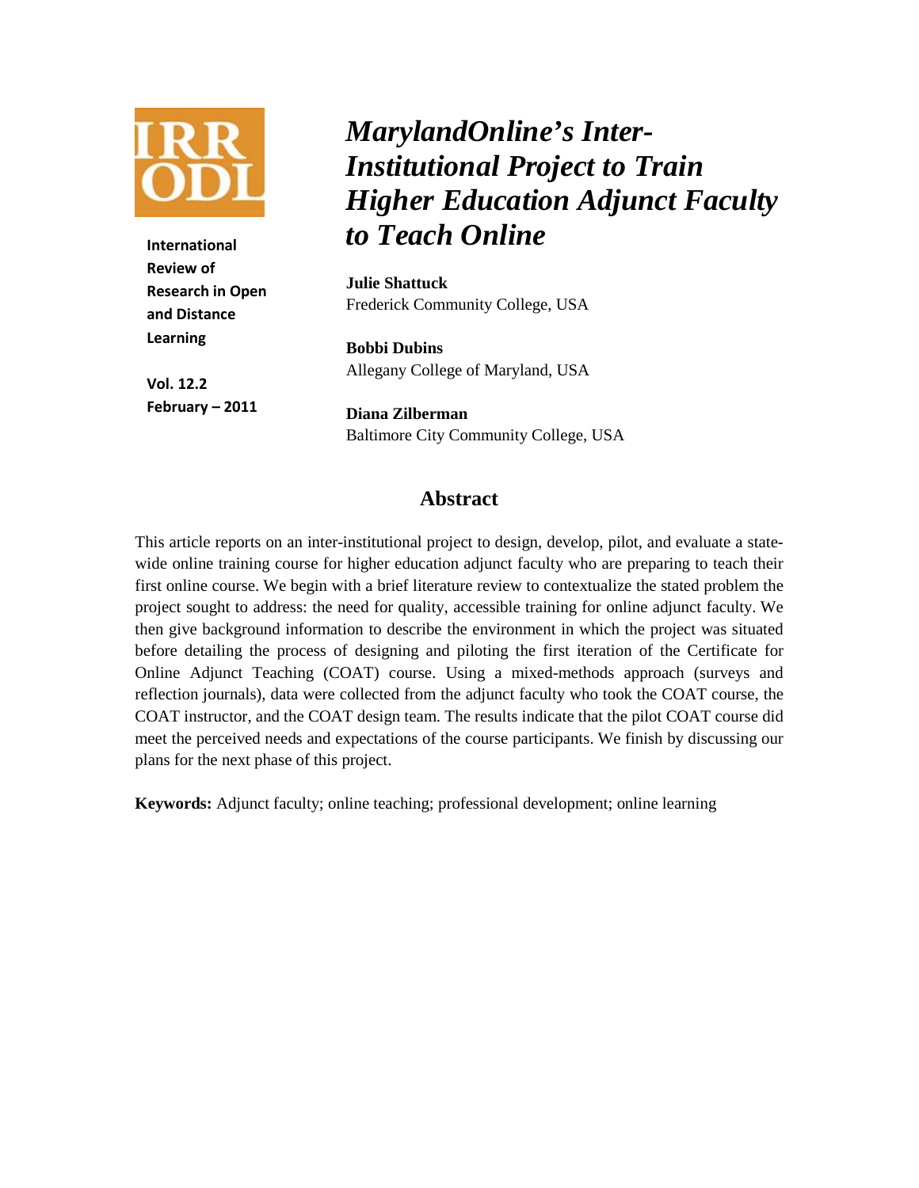# *MarylandOnline's Inter-Institutional Project to Train Higher Education Adjunct Faculty to Teach Online*

**International Review of Research in Open and Distance Learning**

**Vol. 12.2**
**February – 2011**

**Julie Shattuck**
Frederick Community College, USA

**Bobbi Dubins**
Allegany College of Maryland, USA

**Diana Zilberman**
Baltimore City Community College, USA

## Abstract

This article reports on an inter-institutional project to design, develop, pilot, and evaluate a state-wide online training course for higher education adjunct faculty who are preparing to teach their first online course. We begin with a brief literature review to contextualize the stated problem the project sought to address: the need for quality, accessible training for online adjunct faculty. We then give background information to describe the environment in which the project was situated before detailing the process of designing and piloting the first iteration of the Certificate for Online Adjunct Teaching (COAT) course. Using a mixed-methods approach (surveys and reflection journals), data were collected from the adjunct faculty who took the COAT course, the COAT instructor, and the COAT design team. The results indicate that the pilot COAT course did meet the perceived needs and expectations of the course participants. We finish by discussing our plans for the next phase of this project.

**Keywords:** Adjunct faculty; online teaching; professional development; online learning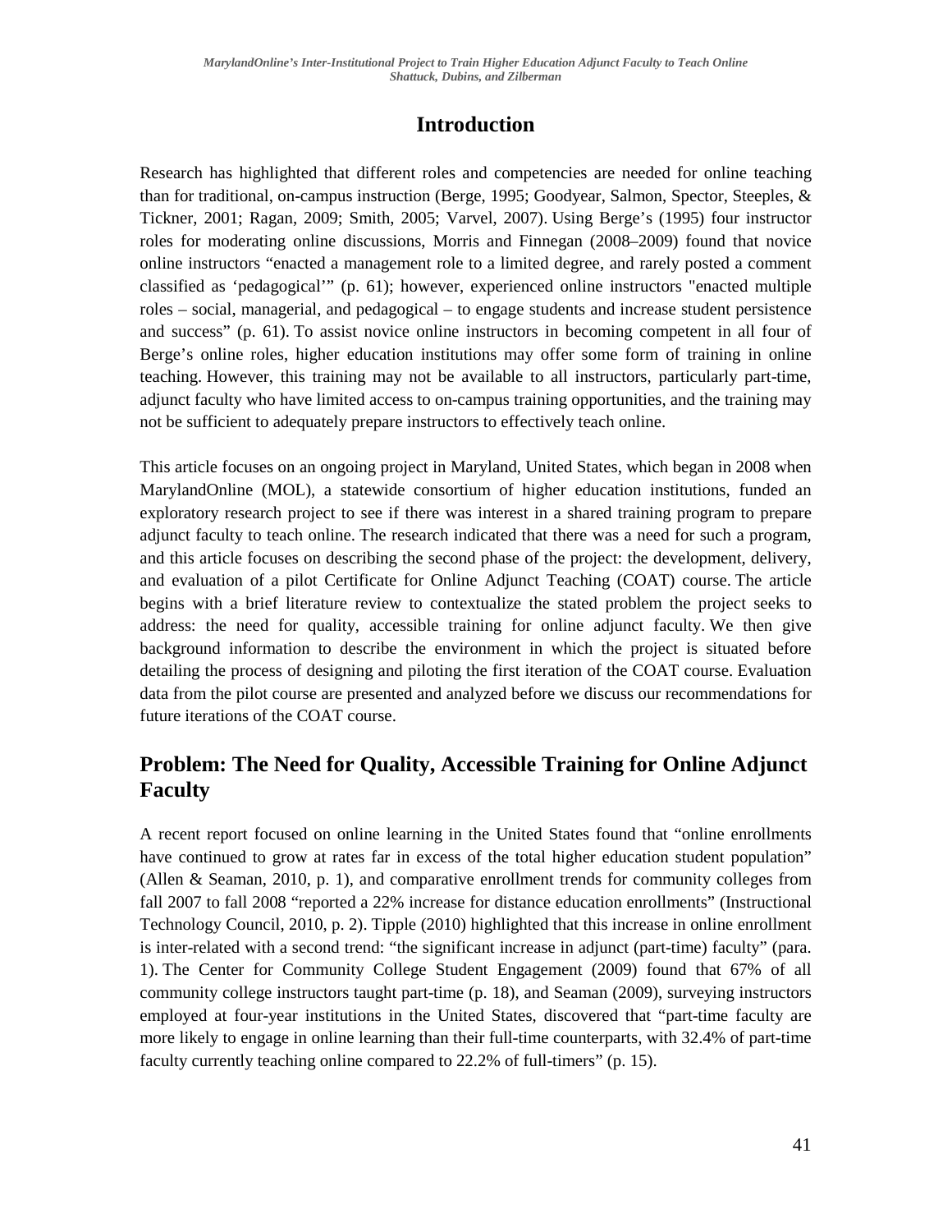## Introduction

Research has highlighted that different roles and competencies are needed for online teaching than for traditional, on-campus instruction (Berge, 1995; Goodyear, Salmon, Spector, Steeples, & Tickner, 2001; Ragan, 2009; Smith, 2005; Varvel, 2007). Using Berge's (1995) four instructor roles for moderating online discussions, Morris and Finnegan (2008–2009) found that novice online instructors "enacted a management role to a limited degree, and rarely posted a comment classified as 'pedagogical'" (p. 61); however, experienced online instructors "enacted multiple roles – social, managerial, and pedagogical – to engage students and increase student persistence and success" (p. 61). To assist novice online instructors in becoming competent in all four of Berge's online roles, higher education institutions may offer some form of training in online teaching. However, this training may not be available to all instructors, particularly part-time, adjunct faculty who have limited access to on-campus training opportunities, and the training may not be sufficient to adequately prepare instructors to effectively teach online.

This article focuses on an ongoing project in Maryland, United States, which began in 2008 when MarylandOnline (MOL), a statewide consortium of higher education institutions, funded an exploratory research project to see if there was interest in a shared training program to prepare adjunct faculty to teach online. The research indicated that there was a need for such a program, and this article focuses on describing the second phase of the project: the development, delivery, and evaluation of a pilot Certificate for Online Adjunct Teaching (COAT) course. The article begins with a brief literature review to contextualize the stated problem the project seeks to address: the need for quality, accessible training for online adjunct faculty. We then give background information to describe the environment in which the project is situated before detailing the process of designing and piloting the first iteration of the COAT course. Evaluation data from the pilot course are presented and analyzed before we discuss our recommendations for future iterations of the COAT course.

## Problem: The Need for Quality, Accessible Training for Online Adjunct Faculty

A recent report focused on online learning in the United States found that "online enrollments have continued to grow at rates far in excess of the total higher education student population" (Allen & Seaman, 2010, p. 1), and comparative enrollment trends for community colleges from fall 2007 to fall 2008 "reported a 22% increase for distance education enrollments" (Instructional Technology Council, 2010, p. 2). Tipple (2010) highlighted that this increase in online enrollment is inter-related with a second trend: "the significant increase in adjunct (part-time) faculty" (para. 1). The Center for Community College Student Engagement (2009) found that 67% of all community college instructors taught part-time (p. 18), and Seaman (2009), surveying instructors employed at four-year institutions in the United States, discovered that "part-time faculty are more likely to engage in online learning than their full-time counterparts, with 32.4% of part-time faculty currently teaching online compared to 22.2% of full-timers" (p. 15).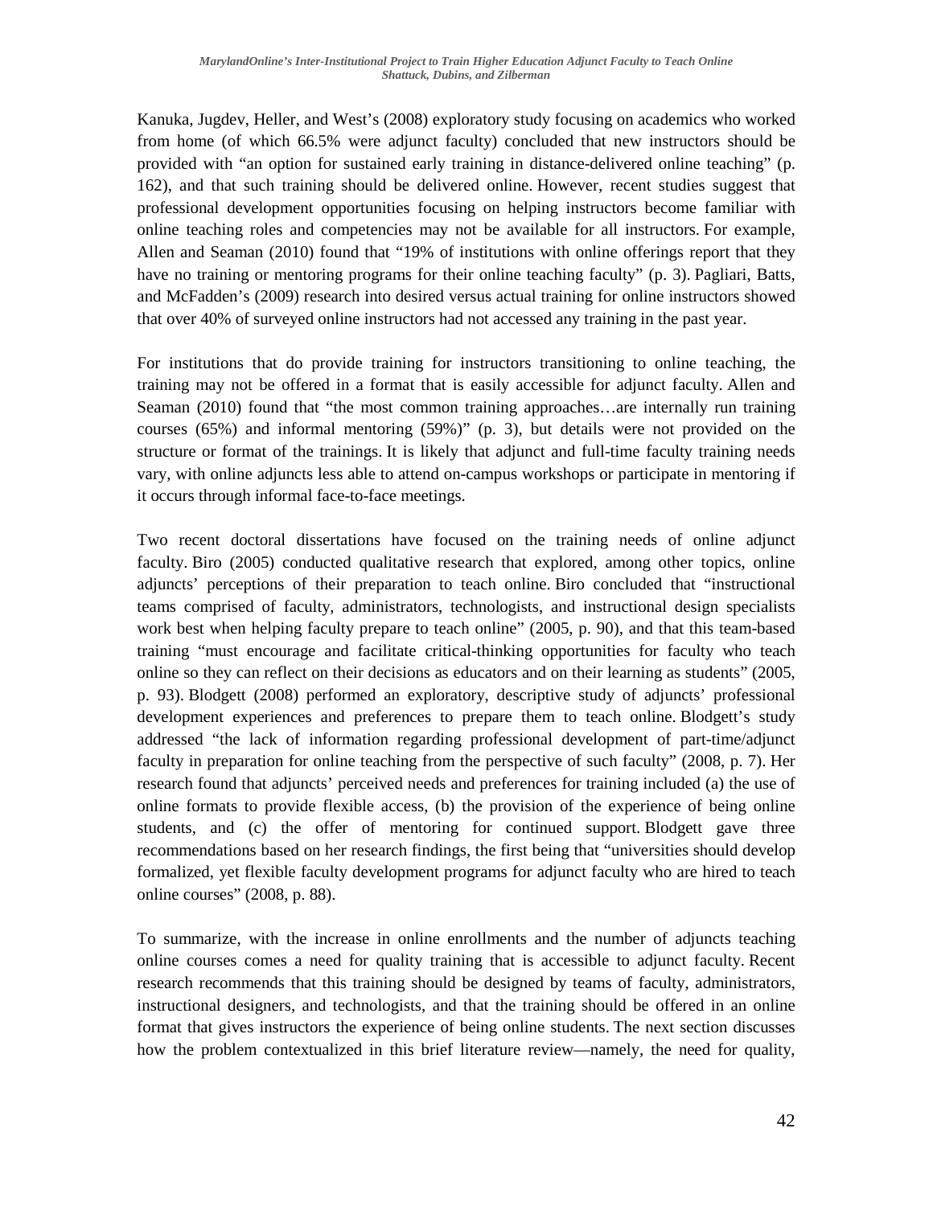Kanuka, Jugdev, Heller, and West's (2008) exploratory study focusing on academics who worked from home (of which 66.5% were adjunct faculty) concluded that new instructors should be provided with "an option for sustained early training in distance-delivered online teaching" (p. 162), and that such training should be delivered online. However, recent studies suggest that professional development opportunities focusing on helping instructors become familiar with online teaching roles and competencies may not be available for all instructors. For example, Allen and Seaman (2010) found that "19% of institutions with online offerings report that they have no training or mentoring programs for their online teaching faculty" (p. 3). Pagliari, Batts, and McFadden's (2009) research into desired versus actual training for online instructors showed that over 40% of surveyed online instructors had not accessed any training in the past year.

For institutions that do provide training for instructors transitioning to online teaching, the training may not be offered in a format that is easily accessible for adjunct faculty. Allen and Seaman (2010) found that "the most common training approaches…are internally run training courses (65%) and informal mentoring (59%)" (p. 3), but details were not provided on the structure or format of the trainings. It is likely that adjunct and full-time faculty training needs vary, with online adjuncts less able to attend on-campus workshops or participate in mentoring if it occurs through informal face-to-face meetings.

Two recent doctoral dissertations have focused on the training needs of online adjunct faculty. Biro (2005) conducted qualitative research that explored, among other topics, online adjuncts' perceptions of their preparation to teach online. Biro concluded that "instructional teams comprised of faculty, administrators, technologists, and instructional design specialists work best when helping faculty prepare to teach online" (2005, p. 90), and that this team-based training "must encourage and facilitate critical-thinking opportunities for faculty who teach online so they can reflect on their decisions as educators and on their learning as students" (2005, p. 93). Blodgett (2008) performed an exploratory, descriptive study of adjuncts' professional development experiences and preferences to prepare them to teach online. Blodgett's study addressed "the lack of information regarding professional development of part-time/adjunct faculty in preparation for online teaching from the perspective of such faculty" (2008, p. 7). Her research found that adjuncts' perceived needs and preferences for training included (a) the use of online formats to provide flexible access, (b) the provision of the experience of being online students, and (c) the offer of mentoring for continued support. Blodgett gave three recommendations based on her research findings, the first being that "universities should develop formalized, yet flexible faculty development programs for adjunct faculty who are hired to teach online courses" (2008, p. 88).

To summarize, with the increase in online enrollments and the number of adjuncts teaching online courses comes a need for quality training that is accessible to adjunct faculty. Recent research recommends that this training should be designed by teams of faculty, administrators, instructional designers, and technologists, and that the training should be offered in an online format that gives instructors the experience of being online students. The next section discusses how the problem contextualized in this brief literature review—namely, the need for quality,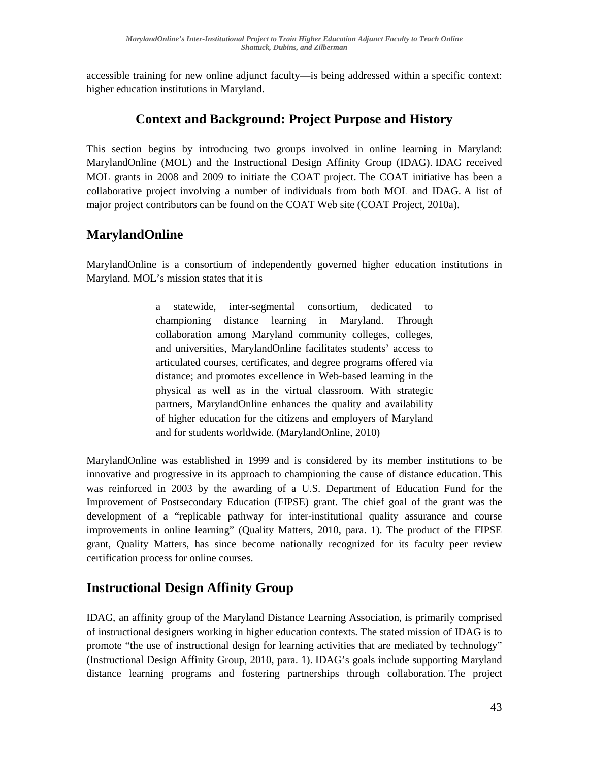accessible training for new online adjunct faculty—is being addressed within a specific context: higher education institutions in Maryland.

## Context and Background: Project Purpose and History

This section begins by introducing two groups involved in online learning in Maryland: MarylandOnline (MOL) and the Instructional Design Affinity Group (IDAG). IDAG received MOL grants in 2008 and 2009 to initiate the COAT project. The COAT initiative has been a collaborative project involving a number of individuals from both MOL and IDAG. A list of major project contributors can be found on the COAT Web site (COAT Project, 2010a).

### MarylandOnline

MarylandOnline is a consortium of independently governed higher education institutions in Maryland. MOL's mission states that it is

> a statewide, inter-segmental consortium, dedicated to championing distance learning in Maryland. Through collaboration among Maryland community colleges, colleges, and universities, MarylandOnline facilitates students' access to articulated courses, certificates, and degree programs offered via distance; and promotes excellence in Web-based learning in the physical as well as in the virtual classroom. With strategic partners, MarylandOnline enhances the quality and availability of higher education for the citizens and employers of Maryland and for students worldwide. (MarylandOnline, 2010)

MarylandOnline was established in 1999 and is considered by its member institutions to be innovative and progressive in its approach to championing the cause of distance education. This was reinforced in 2003 by the awarding of a U.S. Department of Education Fund for the Improvement of Postsecondary Education (FIPSE) grant. The chief goal of the grant was the development of a "replicable pathway for inter-institutional quality assurance and course improvements in online learning" (Quality Matters, 2010, para. 1). The product of the FIPSE grant, Quality Matters, has since become nationally recognized for its faculty peer review certification process for online courses.

### Instructional Design Affinity Group

IDAG, an affinity group of the Maryland Distance Learning Association, is primarily comprised of instructional designers working in higher education contexts. The stated mission of IDAG is to promote "the use of instructional design for learning activities that are mediated by technology" (Instructional Design Affinity Group, 2010, para. 1). IDAG's goals include supporting Maryland distance learning programs and fostering partnerships through collaboration. The project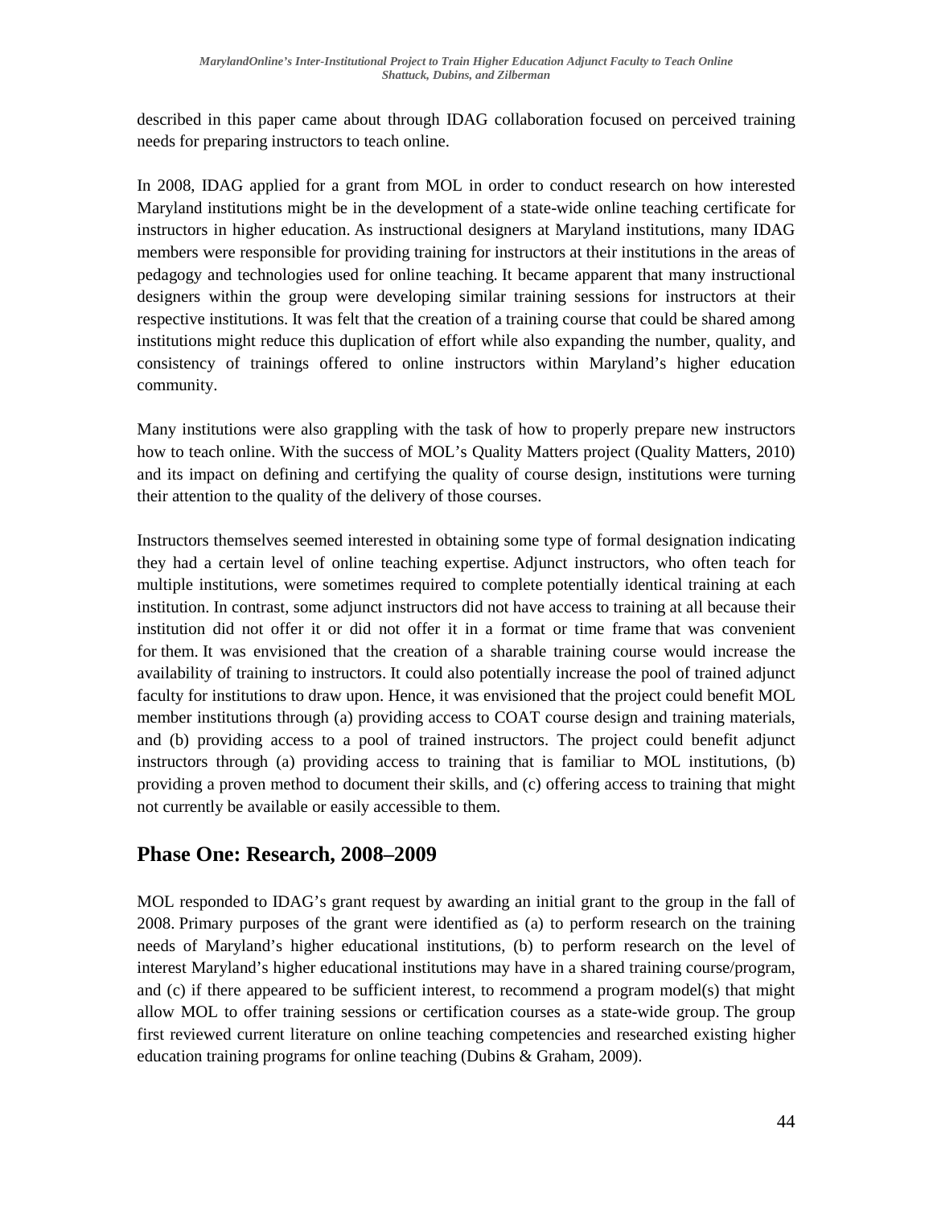described in this paper came about through IDAG collaboration focused on perceived training needs for preparing instructors to teach online.

In 2008, IDAG applied for a grant from MOL in order to conduct research on how interested Maryland institutions might be in the development of a state-wide online teaching certificate for instructors in higher education. As instructional designers at Maryland institutions, many IDAG members were responsible for providing training for instructors at their institutions in the areas of pedagogy and technologies used for online teaching. It became apparent that many instructional designers within the group were developing similar training sessions for instructors at their respective institutions. It was felt that the creation of a training course that could be shared among institutions might reduce this duplication of effort while also expanding the number, quality, and consistency of trainings offered to online instructors within Maryland's higher education community.

Many institutions were also grappling with the task of how to properly prepare new instructors how to teach online. With the success of MOL's Quality Matters project (Quality Matters, 2010) and its impact on defining and certifying the quality of course design, institutions were turning their attention to the quality of the delivery of those courses.

Instructors themselves seemed interested in obtaining some type of formal designation indicating they had a certain level of online teaching expertise. Adjunct instructors, who often teach for multiple institutions, were sometimes required to complete potentially identical training at each institution. In contrast, some adjunct instructors did not have access to training at all because their institution did not offer it or did not offer it in a format or time frame that was convenient for them. It was envisioned that the creation of a sharable training course would increase the availability of training to instructors. It could also potentially increase the pool of trained adjunct faculty for institutions to draw upon. Hence, it was envisioned that the project could benefit MOL member institutions through (a) providing access to COAT course design and training materials, and (b) providing access to a pool of trained instructors. The project could benefit adjunct instructors through (a) providing access to training that is familiar to MOL institutions, (b) providing a proven method to document their skills, and (c) offering access to training that might not currently be available or easily accessible to them.

## Phase One: Research, 2008–2009

MOL responded to IDAG's grant request by awarding an initial grant to the group in the fall of 2008. Primary purposes of the grant were identified as (a) to perform research on the training needs of Maryland's higher educational institutions, (b) to perform research on the level of interest Maryland's higher educational institutions may have in a shared training course/program, and (c) if there appeared to be sufficient interest, to recommend a program model(s) that might allow MOL to offer training sessions or certification courses as a state-wide group. The group first reviewed current literature on online teaching competencies and researched existing higher education training programs for online teaching (Dubins & Graham, 2009).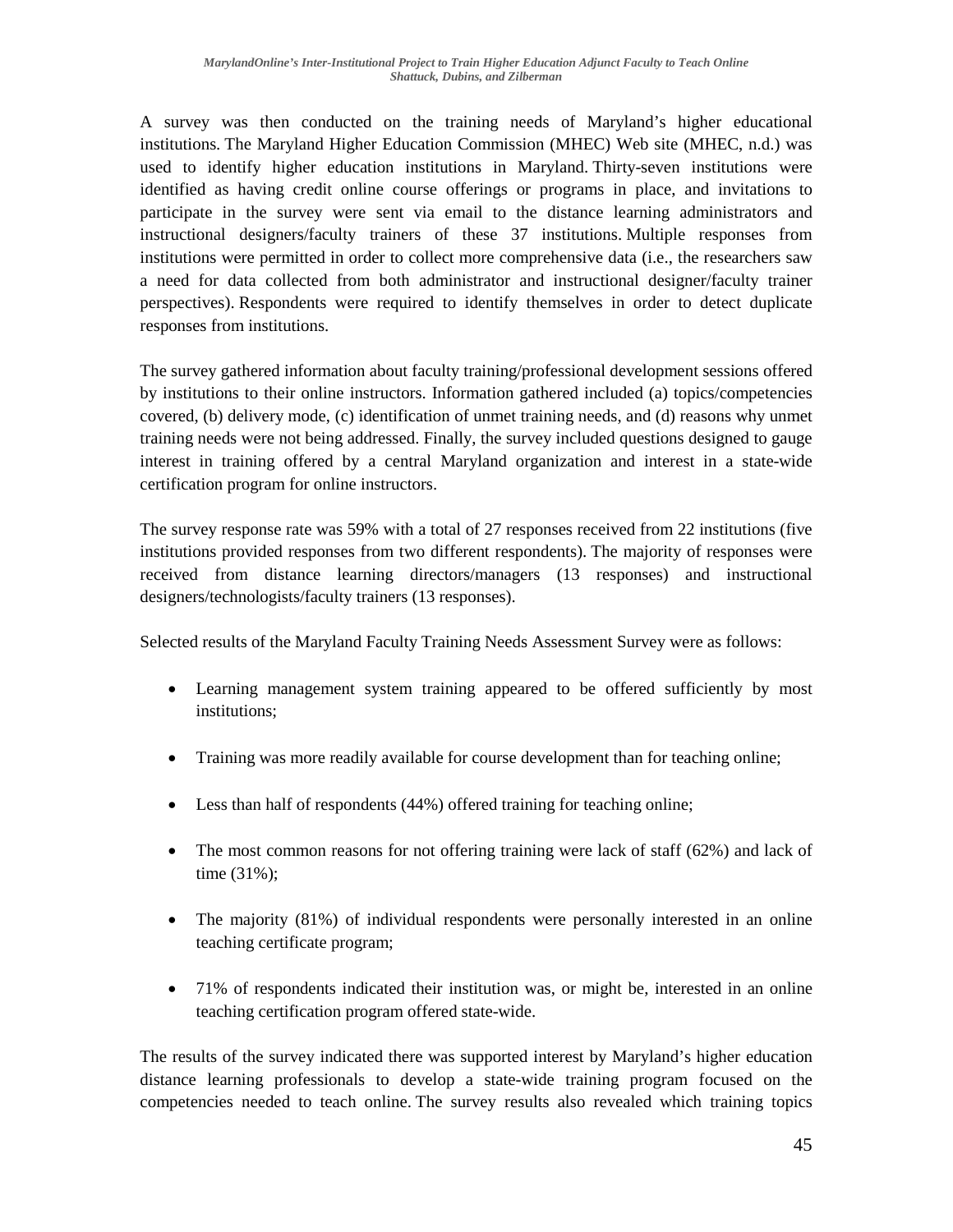A survey was then conducted on the training needs of Maryland's higher educational institutions. The Maryland Higher Education Commission (MHEC) Web site (MHEC, n.d.) was used to identify higher education institutions in Maryland. Thirty-seven institutions were identified as having credit online course offerings or programs in place, and invitations to participate in the survey were sent via email to the distance learning administrators and instructional designers/faculty trainers of these 37 institutions. Multiple responses from institutions were permitted in order to collect more comprehensive data (i.e., the researchers saw a need for data collected from both administrator and instructional designer/faculty trainer perspectives). Respondents were required to identify themselves in order to detect duplicate responses from institutions.

The survey gathered information about faculty training/professional development sessions offered by institutions to their online instructors. Information gathered included (a) topics/competencies covered, (b) delivery mode, (c) identification of unmet training needs, and (d) reasons why unmet training needs were not being addressed. Finally, the survey included questions designed to gauge interest in training offered by a central Maryland organization and interest in a state-wide certification program for online instructors.

The survey response rate was 59% with a total of 27 responses received from 22 institutions (five institutions provided responses from two different respondents). The majority of responses were received from distance learning directors/managers (13 responses) and instructional designers/technologists/faculty trainers (13 responses).

Selected results of the Maryland Faculty Training Needs Assessment Survey were as follows:

- Learning management system training appeared to be offered sufficiently by most institutions;
- Training was more readily available for course development than for teaching online;
- Less than half of respondents (44%) offered training for teaching online;
- The most common reasons for not offering training were lack of staff (62%) and lack of time (31%);
- The majority (81%) of individual respondents were personally interested in an online teaching certificate program;
- 71% of respondents indicated their institution was, or might be, interested in an online teaching certification program offered state-wide.

The results of the survey indicated there was supported interest by Maryland's higher education distance learning professionals to develop a state-wide training program focused on the competencies needed to teach online. The survey results also revealed which training topics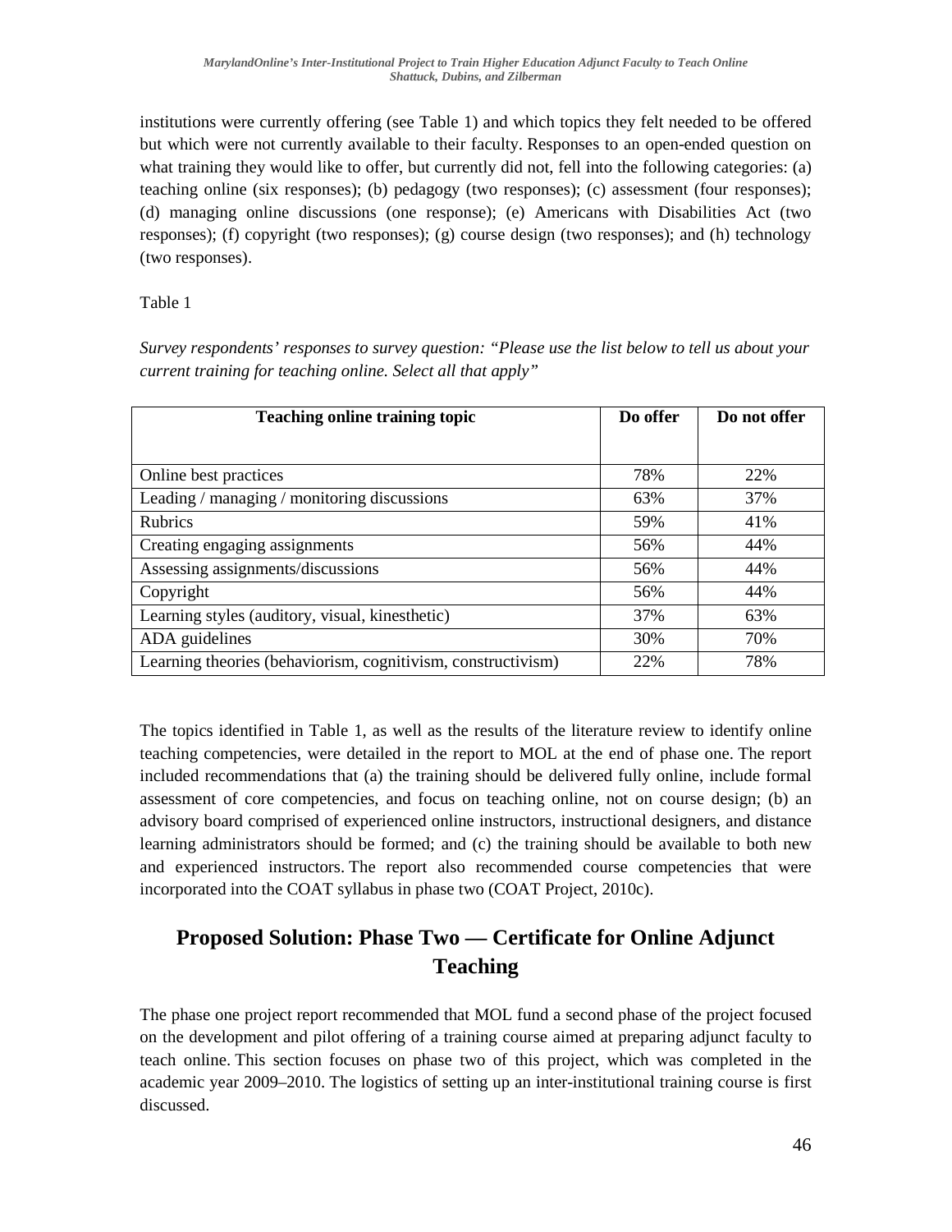institutions were currently offering (see Table 1) and which topics they felt needed to be offered but which were not currently available to their faculty. Responses to an open-ended question on what training they would like to offer, but currently did not, fell into the following categories: (a) teaching online (six responses); (b) pedagogy (two responses); (c) assessment (four responses); (d) managing online discussions (one response); (e) Americans with Disabilities Act (two responses); (f) copyright (two responses); (g) course design (two responses); and (h) technology (two responses).

Table 1

*Survey respondents' responses to survey question: "Please use the list below to tell us about your current training for teaching online. Select all that apply"*

| Teaching online training topic | Do offer | Do not offer |
|---|---|---|
| Online best practices | 78% | 22% |
| Leading / managing / monitoring discussions | 63% | 37% |
| Rubrics | 59% | 41% |
| Creating engaging assignments | 56% | 44% |
| Assessing assignments/discussions | 56% | 44% |
| Copyright | 56% | 44% |
| Learning styles (auditory, visual, kinesthetic) | 37% | 63% |
| ADA guidelines | 30% | 70% |
| Learning theories (behaviorism, cognitivism, constructivism) | 22% | 78% |

The topics identified in Table 1, as well as the results of the literature review to identify online teaching competencies, were detailed in the report to MOL at the end of phase one. The report included recommendations that (a) the training should be delivered fully online, include formal assessment of core competencies, and focus on teaching online, not on course design; (b) an advisory board comprised of experienced online instructors, instructional designers, and distance learning administrators should be formed; and (c) the training should be available to both new and experienced instructors. The report also recommended course competencies that were incorporated into the COAT syllabus in phase two (COAT Project, 2010c).

## Proposed Solution: Phase Two — Certificate for Online Adjunct Teaching

The phase one project report recommended that MOL fund a second phase of the project focused on the development and pilot offering of a training course aimed at preparing adjunct faculty to teach online. This section focuses on phase two of this project, which was completed in the academic year 2009–2010. The logistics of setting up an inter-institutional training course is first discussed.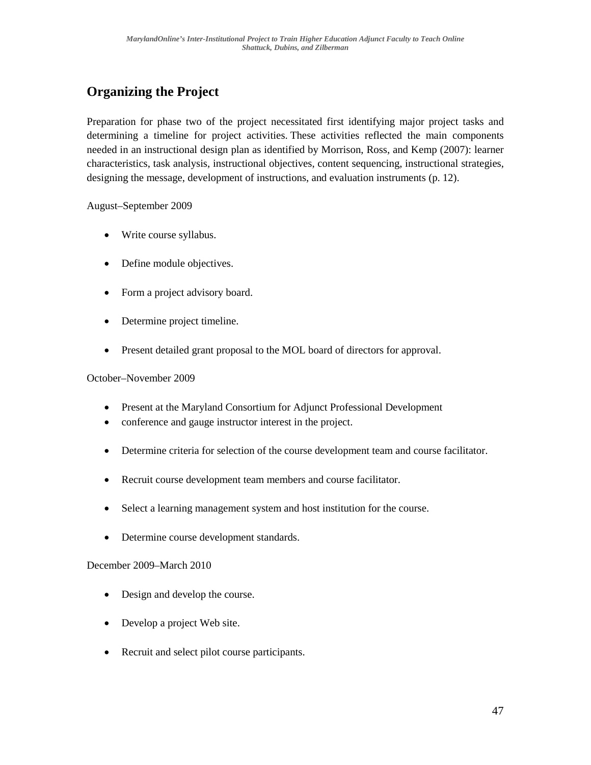## Organizing the Project

Preparation for phase two of the project necessitated first identifying major project tasks and determining a timeline for project activities. These activities reflected the main components needed in an instructional design plan as identified by Morrison, Ross, and Kemp (2007): learner characteristics, task analysis, instructional objectives, content sequencing, instructional strategies, designing the message, development of instructions, and evaluation instruments (p. 12).

August–September 2009

- Write course syllabus.
- Define module objectives.
- Form a project advisory board.
- Determine project timeline.
- Present detailed grant proposal to the MOL board of directors for approval.

October–November 2009

- Present at the Maryland Consortium for Adjunct Professional Development
- conference and gauge instructor interest in the project.
- Determine criteria for selection of the course development team and course facilitator.
- Recruit course development team members and course facilitator.
- Select a learning management system and host institution for the course.
- Determine course development standards.

December 2009–March 2010

- Design and develop the course.
- Develop a project Web site.
- Recruit and select pilot course participants.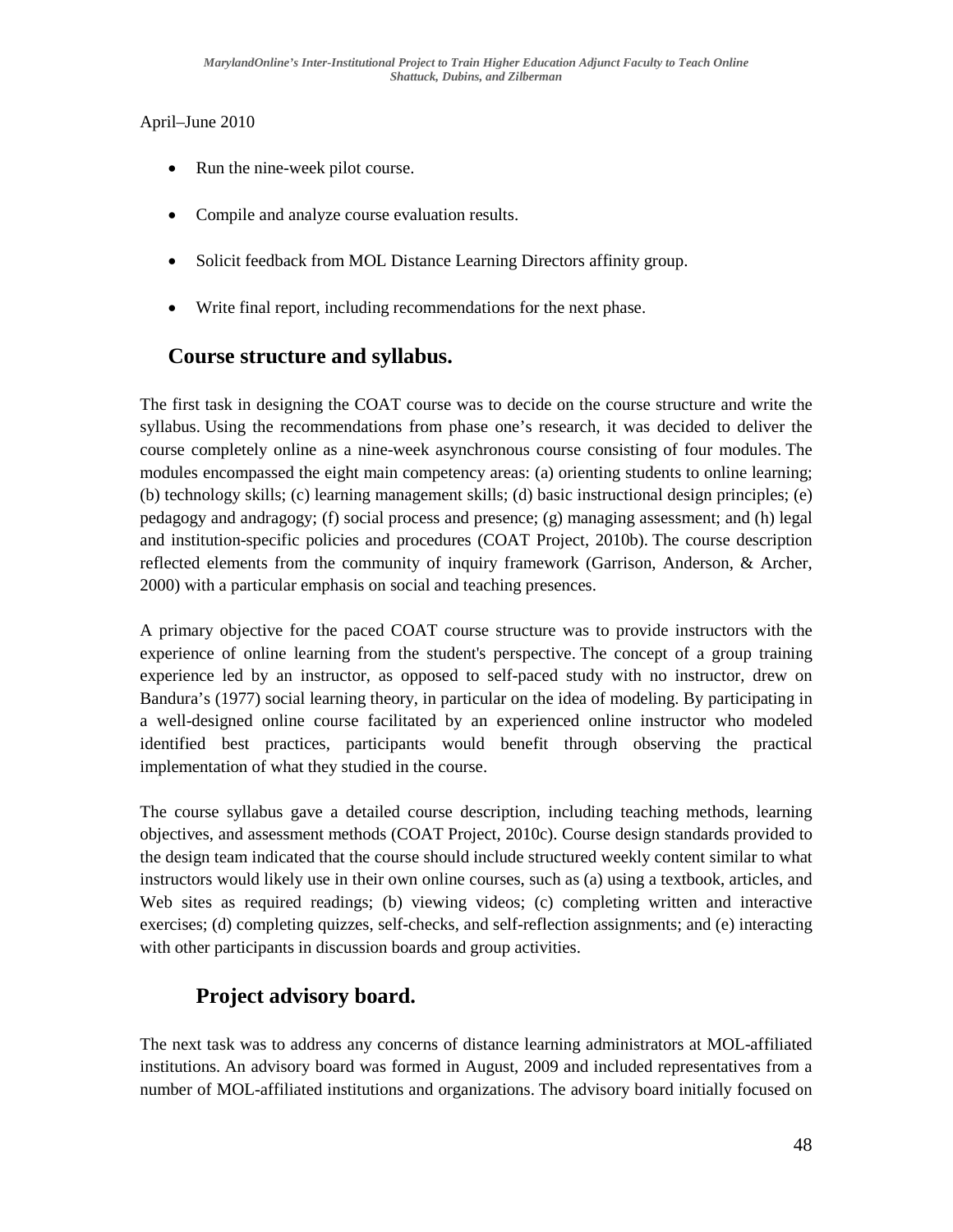April–June 2010

- Run the nine-week pilot course.
- Compile and analyze course evaluation results.
- Solicit feedback from MOL Distance Learning Directors affinity group.
- Write final report, including recommendations for the next phase.

### Course structure and syllabus.

The first task in designing the COAT course was to decide on the course structure and write the syllabus. Using the recommendations from phase one's research, it was decided to deliver the course completely online as a nine-week asynchronous course consisting of four modules. The modules encompassed the eight main competency areas: (a) orienting students to online learning; (b) technology skills; (c) learning management skills; (d) basic instructional design principles; (e) pedagogy and andragogy; (f) social process and presence; (g) managing assessment; and (h) legal and institution-specific policies and procedures (COAT Project, 2010b). The course description reflected elements from the community of inquiry framework (Garrison, Anderson, & Archer, 2000) with a particular emphasis on social and teaching presences.

A primary objective for the paced COAT course structure was to provide instructors with the experience of online learning from the student's perspective. The concept of a group training experience led by an instructor, as opposed to self-paced study with no instructor, drew on Bandura's (1977) social learning theory, in particular on the idea of modeling. By participating in a well-designed online course facilitated by an experienced online instructor who modeled identified best practices, participants would benefit through observing the practical implementation of what they studied in the course.

The course syllabus gave a detailed course description, including teaching methods, learning objectives, and assessment methods (COAT Project, 2010c). Course design standards provided to the design team indicated that the course should include structured weekly content similar to what instructors would likely use in their own online courses, such as (a) using a textbook, articles, and Web sites as required readings; (b) viewing videos; (c) completing written and interactive exercises; (d) completing quizzes, self-checks, and self-reflection assignments; and (e) interacting with other participants in discussion boards and group activities.

### Project advisory board.

The next task was to address any concerns of distance learning administrators at MOL-affiliated institutions. An advisory board was formed in August, 2009 and included representatives from a number of MOL-affiliated institutions and organizations. The advisory board initially focused on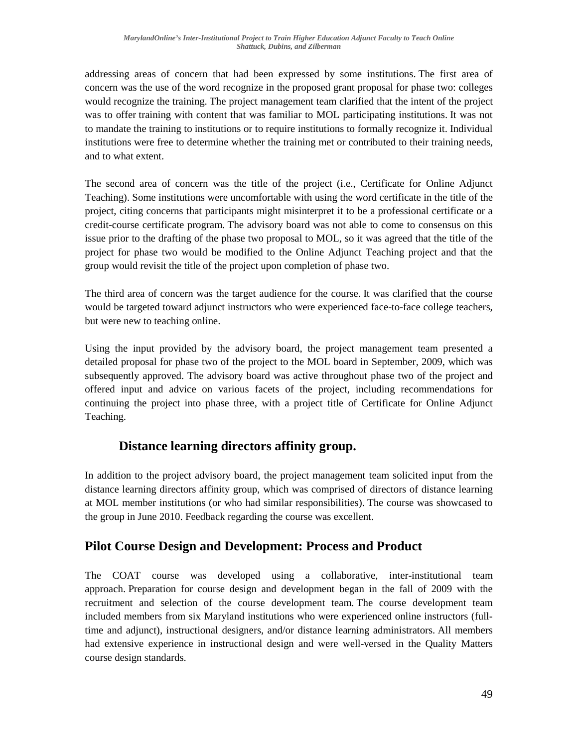addressing areas of concern that had been expressed by some institutions. The first area of concern was the use of the word recognize in the proposed grant proposal for phase two: colleges would recognize the training. The project management team clarified that the intent of the project was to offer training with content that was familiar to MOL participating institutions. It was not to mandate the training to institutions or to require institutions to formally recognize it. Individual institutions were free to determine whether the training met or contributed to their training needs, and to what extent.

The second area of concern was the title of the project (i.e., Certificate for Online Adjunct Teaching). Some institutions were uncomfortable with using the word certificate in the title of the project, citing concerns that participants might misinterpret it to be a professional certificate or a credit-course certificate program. The advisory board was not able to come to consensus on this issue prior to the drafting of the phase two proposal to MOL, so it was agreed that the title of the project for phase two would be modified to the Online Adjunct Teaching project and that the group would revisit the title of the project upon completion of phase two.

The third area of concern was the target audience for the course. It was clarified that the course would be targeted toward adjunct instructors who were experienced face-to-face college teachers, but were new to teaching online.

Using the input provided by the advisory board, the project management team presented a detailed proposal for phase two of the project to the MOL board in September, 2009, which was subsequently approved. The advisory board was active throughout phase two of the project and offered input and advice on various facets of the project, including recommendations for continuing the project into phase three, with a project title of Certificate for Online Adjunct Teaching.

### Distance learning directors affinity group.

In addition to the project advisory board, the project management team solicited input from the distance learning directors affinity group, which was comprised of directors of distance learning at MOL member institutions (or who had similar responsibilities). The course was showcased to the group in June 2010. Feedback regarding the course was excellent.

## Pilot Course Design and Development: Process and Product

The COAT course was developed using a collaborative, inter-institutional team approach. Preparation for course design and development began in the fall of 2009 with the recruitment and selection of the course development team. The course development team included members from six Maryland institutions who were experienced online instructors (full-time and adjunct), instructional designers, and/or distance learning administrators. All members had extensive experience in instructional design and were well-versed in the Quality Matters course design standards.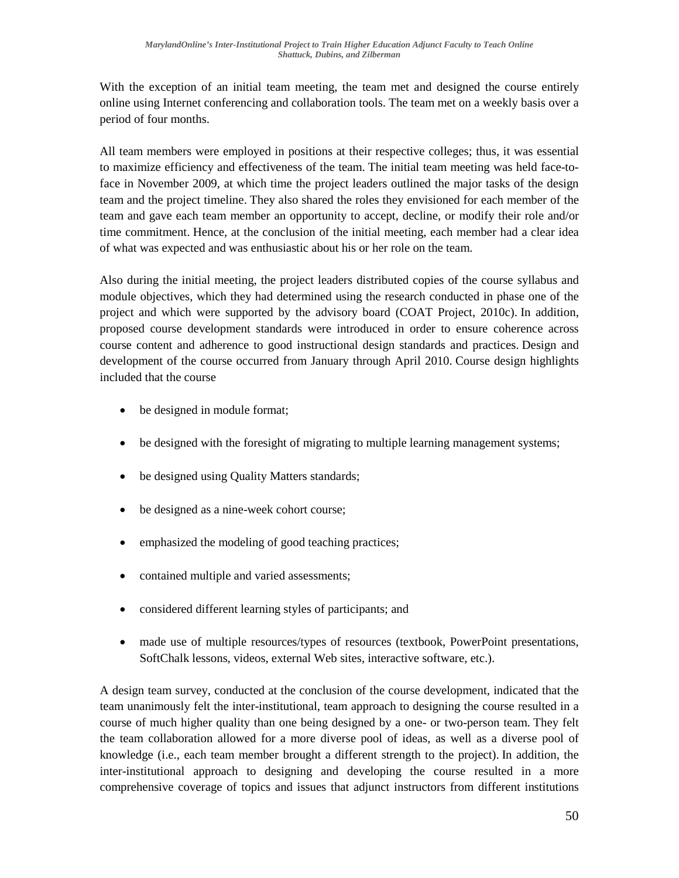With the exception of an initial team meeting, the team met and designed the course entirely online using Internet conferencing and collaboration tools. The team met on a weekly basis over a period of four months.

All team members were employed in positions at their respective colleges; thus, it was essential to maximize efficiency and effectiveness of the team. The initial team meeting was held face-to-face in November 2009, at which time the project leaders outlined the major tasks of the design team and the project timeline. They also shared the roles they envisioned for each member of the team and gave each team member an opportunity to accept, decline, or modify their role and/or time commitment. Hence, at the conclusion of the initial meeting, each member had a clear idea of what was expected and was enthusiastic about his or her role on the team.

Also during the initial meeting, the project leaders distributed copies of the course syllabus and module objectives, which they had determined using the research conducted in phase one of the project and which were supported by the advisory board (COAT Project, 2010c). In addition, proposed course development standards were introduced in order to ensure coherence across course content and adherence to good instructional design standards and practices. Design and development of the course occurred from January through April 2010. Course design highlights included that the course

- be designed in module format;
- be designed with the foresight of migrating to multiple learning management systems;
- be designed using Quality Matters standards;
- be designed as a nine-week cohort course;
- emphasized the modeling of good teaching practices;
- contained multiple and varied assessments;
- considered different learning styles of participants; and
- made use of multiple resources/types of resources (textbook, PowerPoint presentations, SoftChalk lessons, videos, external Web sites, interactive software, etc.).

A design team survey, conducted at the conclusion of the course development, indicated that the team unanimously felt the inter-institutional, team approach to designing the course resulted in a course of much higher quality than one being designed by a one- or two-person team. They felt the team collaboration allowed for a more diverse pool of ideas, as well as a diverse pool of knowledge (i.e., each team member brought a different strength to the project). In addition, the inter-institutional approach to designing and developing the course resulted in a more comprehensive coverage of topics and issues that adjunct instructors from different institutions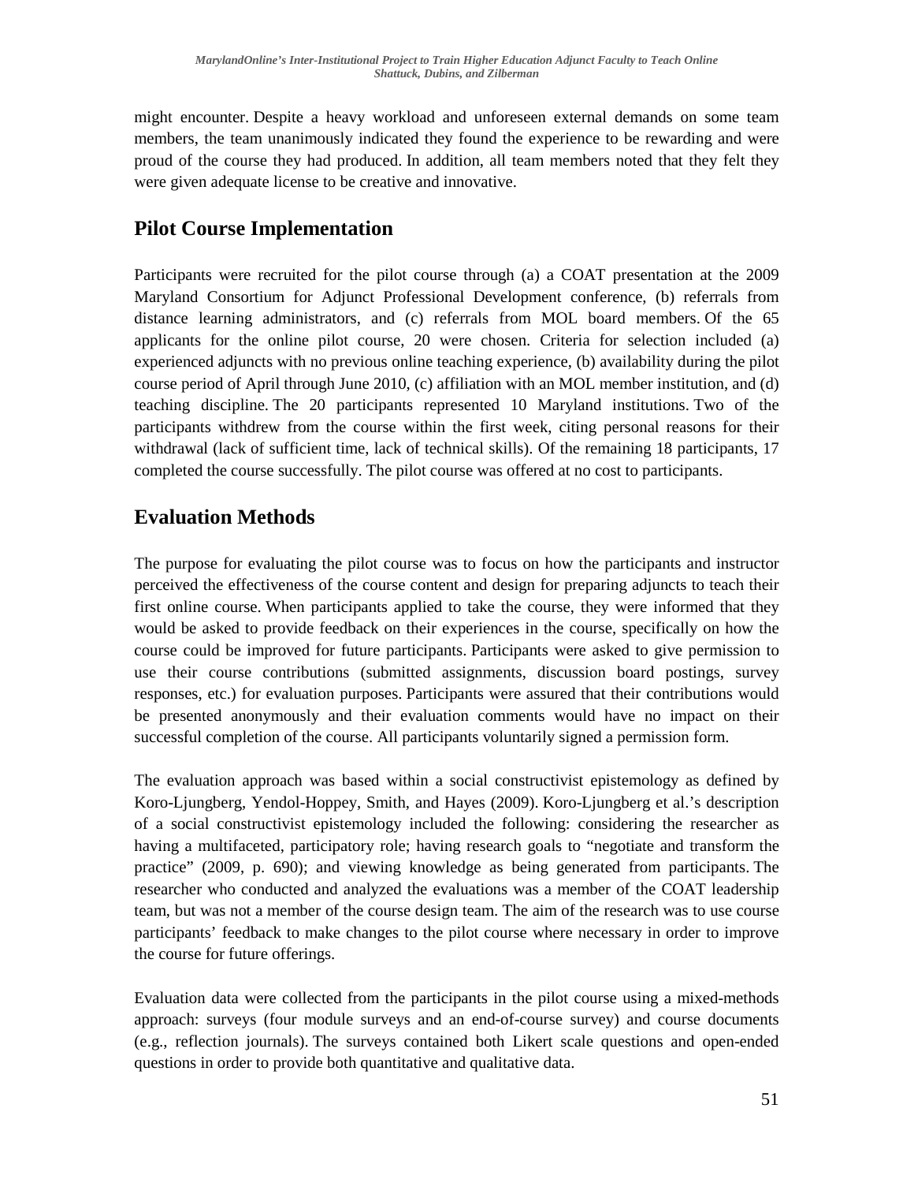might encounter. Despite a heavy workload and unforeseen external demands on some team members, the team unanimously indicated they found the experience to be rewarding and were proud of the course they had produced. In addition, all team members noted that they felt they were given adequate license to be creative and innovative.

## Pilot Course Implementation

Participants were recruited for the pilot course through (a) a COAT presentation at the 2009 Maryland Consortium for Adjunct Professional Development conference, (b) referrals from distance learning administrators, and (c) referrals from MOL board members. Of the 65 applicants for the online pilot course, 20 were chosen. Criteria for selection included (a) experienced adjuncts with no previous online teaching experience, (b) availability during the pilot course period of April through June 2010, (c) affiliation with an MOL member institution, and (d) teaching discipline. The 20 participants represented 10 Maryland institutions. Two of the participants withdrew from the course within the first week, citing personal reasons for their withdrawal (lack of sufficient time, lack of technical skills). Of the remaining 18 participants, 17 completed the course successfully. The pilot course was offered at no cost to participants.

## Evaluation Methods

The purpose for evaluating the pilot course was to focus on how the participants and instructor perceived the effectiveness of the course content and design for preparing adjuncts to teach their first online course. When participants applied to take the course, they were informed that they would be asked to provide feedback on their experiences in the course, specifically on how the course could be improved for future participants. Participants were asked to give permission to use their course contributions (submitted assignments, discussion board postings, survey responses, etc.) for evaluation purposes. Participants were assured that their contributions would be presented anonymously and their evaluation comments would have no impact on their successful completion of the course. All participants voluntarily signed a permission form.

The evaluation approach was based within a social constructivist epistemology as defined by Koro-Ljungberg, Yendol-Hoppey, Smith, and Hayes (2009). Koro-Ljungberg et al.'s description of a social constructivist epistemology included the following: considering the researcher as having a multifaceted, participatory role; having research goals to "negotiate and transform the practice" (2009, p. 690); and viewing knowledge as being generated from participants. The researcher who conducted and analyzed the evaluations was a member of the COAT leadership team, but was not a member of the course design team. The aim of the research was to use course participants' feedback to make changes to the pilot course where necessary in order to improve the course for future offerings.

Evaluation data were collected from the participants in the pilot course using a mixed-methods approach: surveys (four module surveys and an end-of-course survey) and course documents (e.g., reflection journals). The surveys contained both Likert scale questions and open-ended questions in order to provide both quantitative and qualitative data.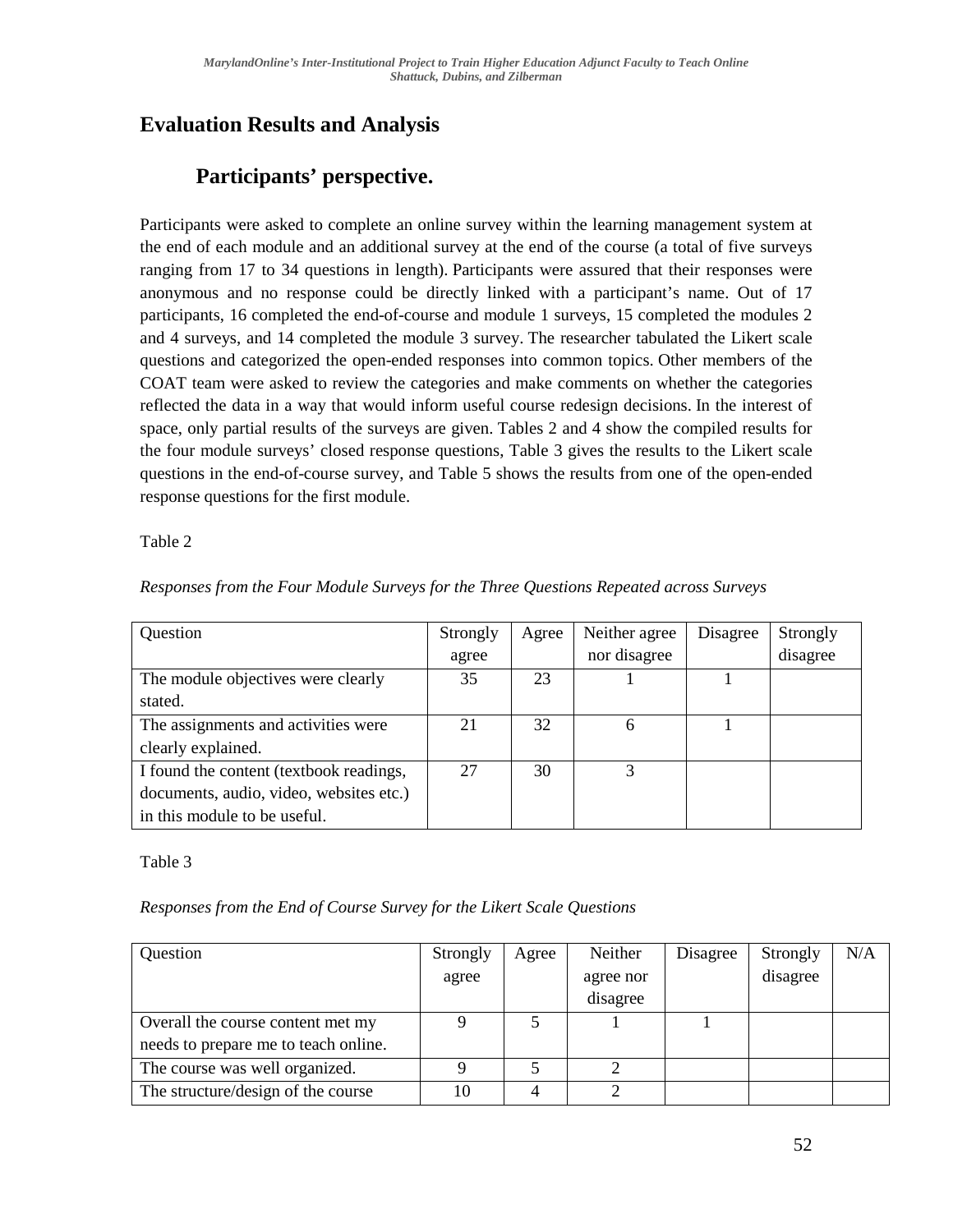## Evaluation Results and Analysis

### Participants' perspective.

Participants were asked to complete an online survey within the learning management system at the end of each module and an additional survey at the end of the course (a total of five surveys ranging from 17 to 34 questions in length). Participants were assured that their responses were anonymous and no response could be directly linked with a participant's name. Out of 17 participants, 16 completed the end-of-course and module 1 surveys, 15 completed the modules 2 and 4 surveys, and 14 completed the module 3 survey. The researcher tabulated the Likert scale questions and categorized the open-ended responses into common topics. Other members of the COAT team were asked to review the categories and make comments on whether the categories reflected the data in a way that would inform useful course redesign decisions. In the interest of space, only partial results of the surveys are given. Tables 2 and 4 show the compiled results for the four module surveys' closed response questions, Table 3 gives the results to the Likert scale questions in the end-of-course survey, and Table 5 shows the results from one of the open-ended response questions for the first module.

Table 2

*Responses from the Four Module Surveys for the Three Questions Repeated across Surveys*

| Question | Strongly agree | Agree | Neither agree nor disagree | Disagree | Strongly disagree |
|---|---|---|---|---|---|
| The module objectives were clearly stated. | 35 | 23 | 1 | 1 | |
| The assignments and activities were clearly explained. | 21 | 32 | 6 | 1 | |
| I found the content (textbook readings, documents, audio, video, websites etc.) in this module to be useful. | 27 | 30 | 3 | | |

Table 3

*Responses from the End of Course Survey for the Likert Scale Questions*

| Question | Strongly agree | Agree | Neither agree nor disagree | Disagree | Strongly disagree | N/A |
|---|---|---|---|---|---|---|
| Overall the course content met my needs to prepare me to teach online. | 9 | 5 | 1 | 1 | | |
| The course was well organized. | 9 | 5 | 2 | | | |
| The structure/design of the course | 10 | 4 | 2 | | | |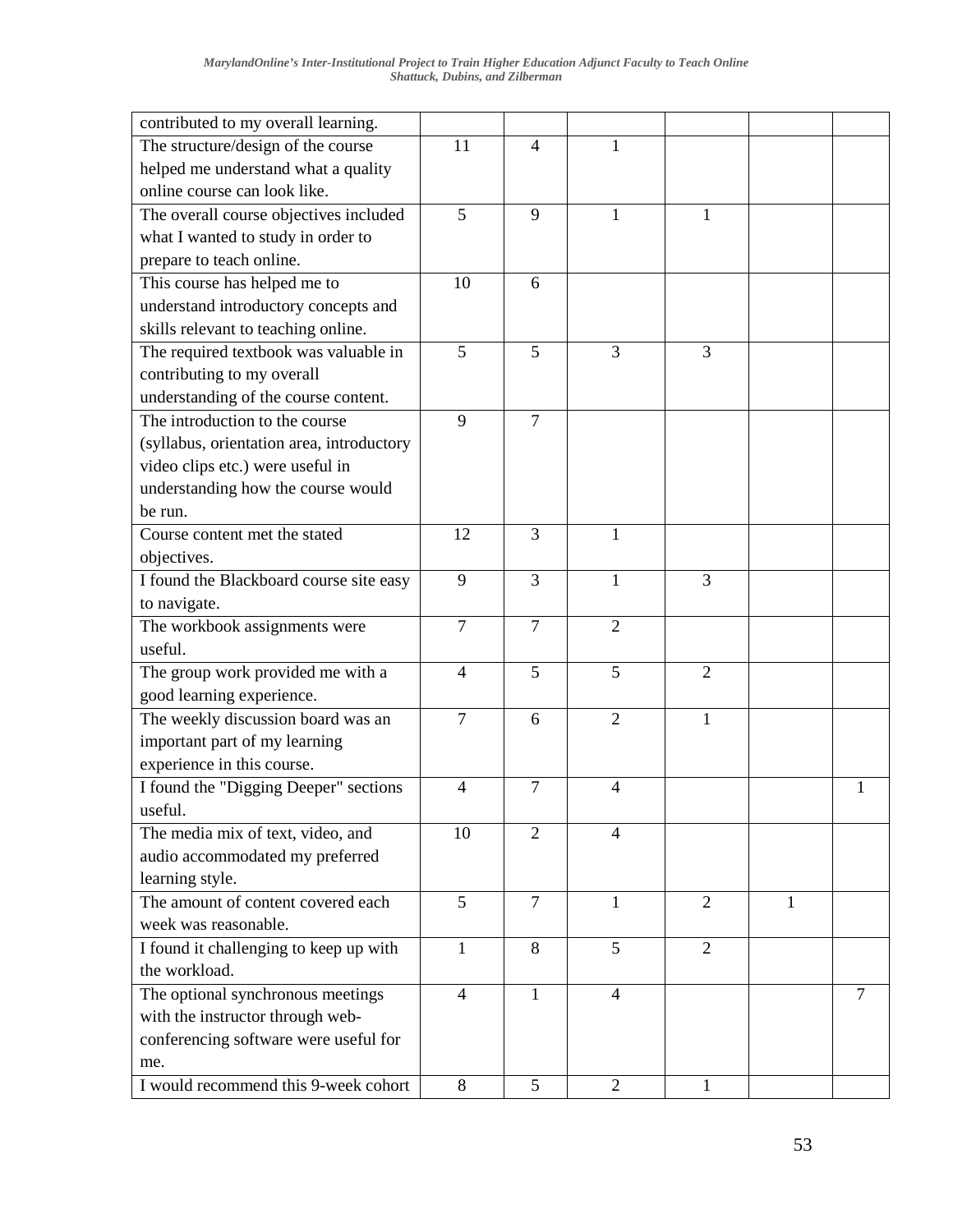| | | | | | | |
|---|---|---|---|---|---|---|
| contributed to my overall learning. | | | | | | |
| The structure/design of the course helped me understand what a quality online course can look like. | 11 | 4 | 1 | | | |
| The overall course objectives included what I wanted to study in order to prepare to teach online. | 5 | 9 | 1 | 1 | | |
| This course has helped me to understand introductory concepts and skills relevant to teaching online. | 10 | 6 | | | | |
| The required textbook was valuable in contributing to my overall understanding of the course content. | 5 | 5 | 3 | 3 | | |
| The introduction to the course (syllabus, orientation area, introductory video clips etc.) were useful in understanding how the course would be run. | 9 | 7 | | | | |
| Course content met the stated objectives. | 12 | 3 | 1 | | | |
| I found the Blackboard course site easy to navigate. | 9 | 3 | 1 | 3 | | |
| The workbook assignments were useful. | 7 | 7 | 2 | | | |
| The group work provided me with a good learning experience. | 4 | 5 | 5 | 2 | | |
| The weekly discussion board was an important part of my learning experience in this course. | 7 | 6 | 2 | 1 | | |
| I found the "Digging Deeper" sections useful. | 4 | 7 | 4 | | | 1 |
| The media mix of text, video, and audio accommodated my preferred learning style. | 10 | 2 | 4 | | | |
| The amount of content covered each week was reasonable. | 5 | 7 | 1 | 2 | 1 | |
| I found it challenging to keep up with the workload. | 1 | 8 | 5 | 2 | | |
| The optional synchronous meetings with the instructor through web-conferencing software were useful for me. | 4 | 1 | 4 | | | 7 |
| I would recommend this 9-week cohort | 8 | 5 | 2 | 1 | | |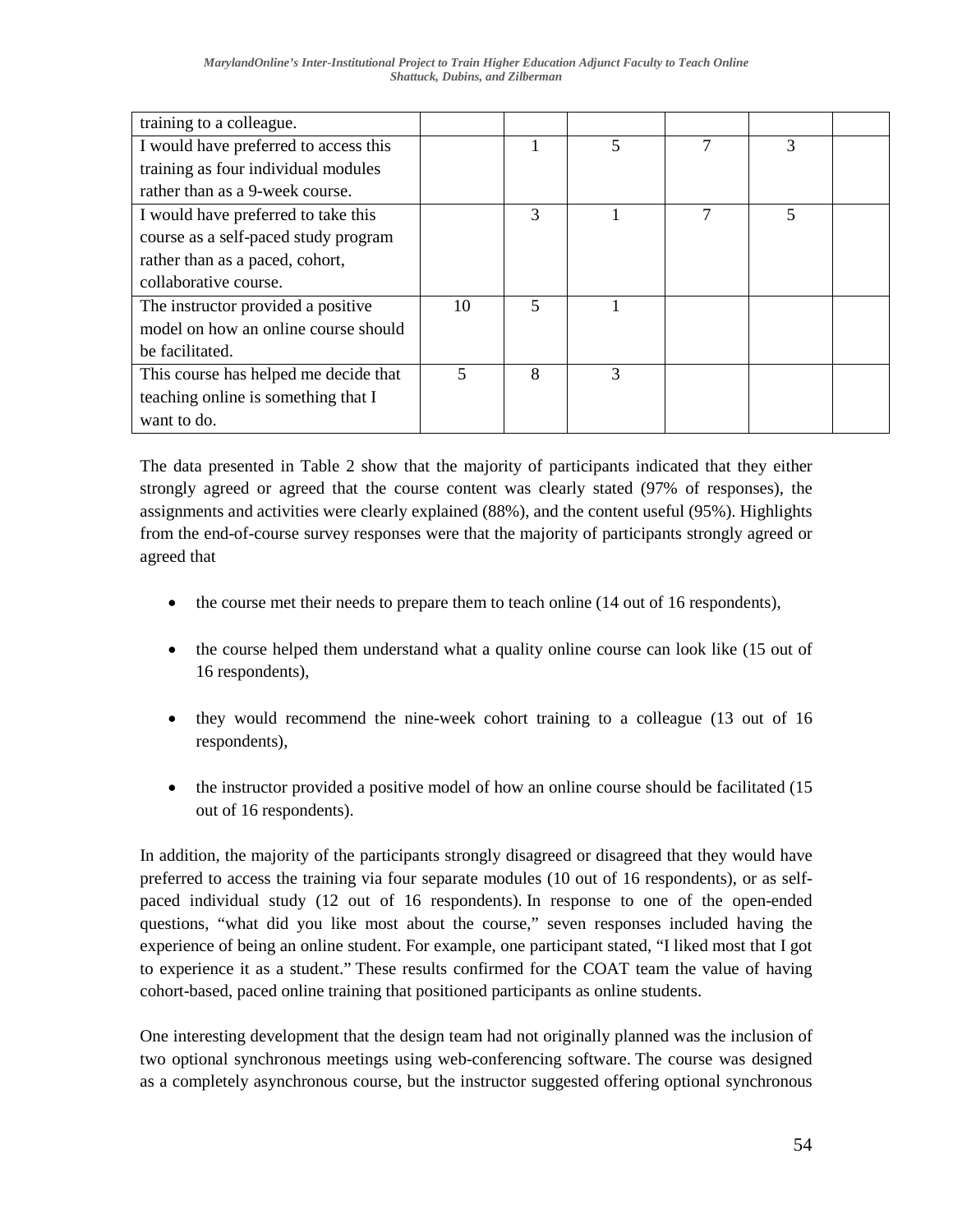| | | | | | | |
|---|---|---|---|---|---|---|
| training to a colleague. | | | | | | |
| I would have preferred to access this training as four individual modules rather than as a 9-week course. | | 1 | 5 | 7 | 3 | |
| I would have preferred to take this course as a self-paced study program rather than as a paced, cohort, collaborative course. | | 3 | 1 | 7 | 5 | |
| The instructor provided a positive model on how an online course should be facilitated. | 10 | 5 | 1 | | | |
| This course has helped me decide that teaching online is something that I want to do. | 5 | 8 | 3 | | | |

The data presented in Table 2 show that the majority of participants indicated that they either strongly agreed or agreed that the course content was clearly stated (97% of responses), the assignments and activities were clearly explained (88%), and the content useful (95%). Highlights from the end-of-course survey responses were that the majority of participants strongly agreed or agreed that

- the course met their needs to prepare them to teach online (14 out of 16 respondents),
- the course helped them understand what a quality online course can look like (15 out of 16 respondents),
- they would recommend the nine-week cohort training to a colleague (13 out of 16 respondents),
- the instructor provided a positive model of how an online course should be facilitated (15 out of 16 respondents).

In addition, the majority of the participants strongly disagreed or disagreed that they would have preferred to access the training via four separate modules (10 out of 16 respondents), or as self-paced individual study (12 out of 16 respondents). In response to one of the open-ended questions, "what did you like most about the course," seven responses included having the experience of being an online student. For example, one participant stated, "I liked most that I got to experience it as a student." These results confirmed for the COAT team the value of having cohort-based, paced online training that positioned participants as online students.

One interesting development that the design team had not originally planned was the inclusion of two optional synchronous meetings using web-conferencing software. The course was designed as a completely asynchronous course, but the instructor suggested offering optional synchronous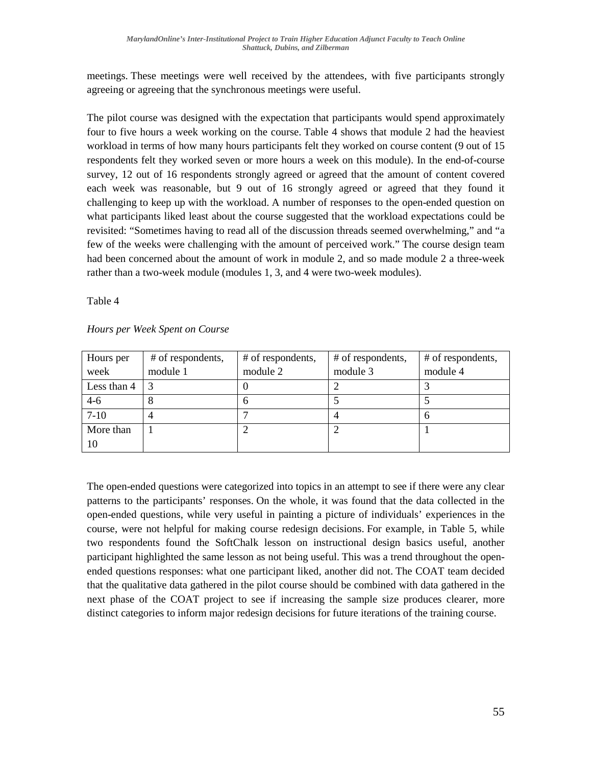meetings. These meetings were well received by the attendees, with five participants strongly agreeing or agreeing that the synchronous meetings were useful.

The pilot course was designed with the expectation that participants would spend approximately four to five hours a week working on the course. Table 4 shows that module 2 had the heaviest workload in terms of how many hours participants felt they worked on course content (9 out of 15 respondents felt they worked seven or more hours a week on this module). In the end-of-course survey, 12 out of 16 respondents strongly agreed or agreed that the amount of content covered each week was reasonable, but 9 out of 16 strongly agreed or agreed that they found it challenging to keep up with the workload. A number of responses to the open-ended question on what participants liked least about the course suggested that the workload expectations could be revisited: "Sometimes having to read all of the discussion threads seemed overwhelming," and "a few of the weeks were challenging with the amount of perceived work." The course design team had been concerned about the amount of work in module 2, and so made module 2 a three-week rather than a two-week module (modules 1, 3, and 4 were two-week modules).

Table 4

*Hours per Week Spent on Course*

| Hours per week | # of respondents, module 1 | # of respondents, module 2 | # of respondents, module 3 | # of respondents, module 4 |
|---|---|---|---|---|
| Less than 4 | 3 | 0 | 2 | 3 |
| 4-6 | 8 | 6 | 5 | 5 |
| 7-10 | 4 | 7 | 4 | 6 |
| More than 10 | 1 | 2 | 2 | 1 |

The open-ended questions were categorized into topics in an attempt to see if there were any clear patterns to the participants' responses. On the whole, it was found that the data collected in the open-ended questions, while very useful in painting a picture of individuals' experiences in the course, were not helpful for making course redesign decisions. For example, in Table 5, while two respondents found the SoftChalk lesson on instructional design basics useful, another participant highlighted the same lesson as not being useful. This was a trend throughout the open-ended questions responses: what one participant liked, another did not. The COAT team decided that the qualitative data gathered in the pilot course should be combined with data gathered in the next phase of the COAT project to see if increasing the sample size produces clearer, more distinct categories to inform major redesign decisions for future iterations of the training course.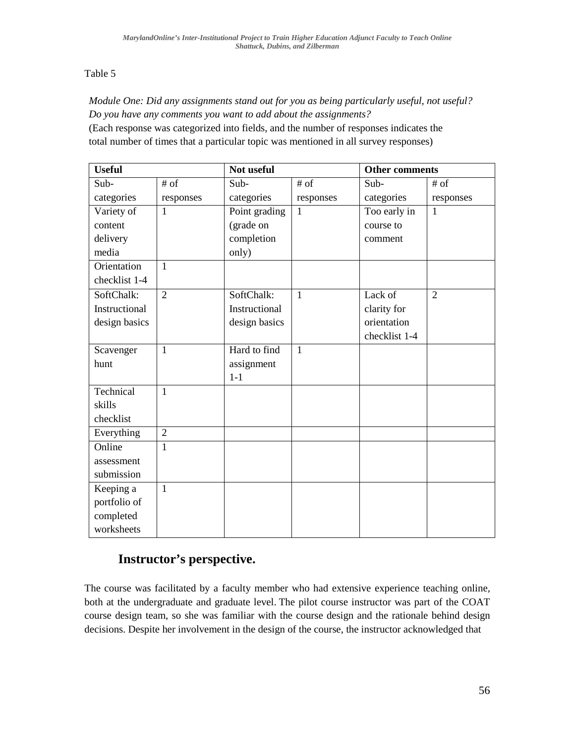Table 5

*Module One: Did any assignments stand out for you as being particularly useful, not useful? Do you have any comments you want to add about the assignments?*
(Each response was categorized into fields, and the number of responses indicates the total number of times that a particular topic was mentioned in all survey responses)

| **Useful** | | **Not useful** | | **Other comments** | |
|---|---|---|---|---|---|
| Sub-categories | # of responses | Sub-categories | # of responses | Sub-categories | # of responses |
| Variety of content delivery media | 1 | Point grading (grade on completion only) | 1 | Too early in course to comment | 1 |
| Orientation checklist 1-4 | 1 | | | | |
| SoftChalk: Instructional design basics | 2 | SoftChalk: Instructional design basics | 1 | Lack of clarity for orientation checklist 1-4 | 2 |
| Scavenger hunt | 1 | Hard to find assignment 1-1 | 1 | | |
| Technical skills checklist | 1 | | | | |
| Everything | 2 | | | | |
| Online assessment submission | 1 | | | | |
| Keeping a portfolio of completed worksheets | 1 | | | | |

### Instructor's perspective.

The course was facilitated by a faculty member who had extensive experience teaching online, both at the undergraduate and graduate level. The pilot course instructor was part of the COAT course design team, so she was familiar with the course design and the rationale behind design decisions. Despite her involvement in the design of the course, the instructor acknowledged that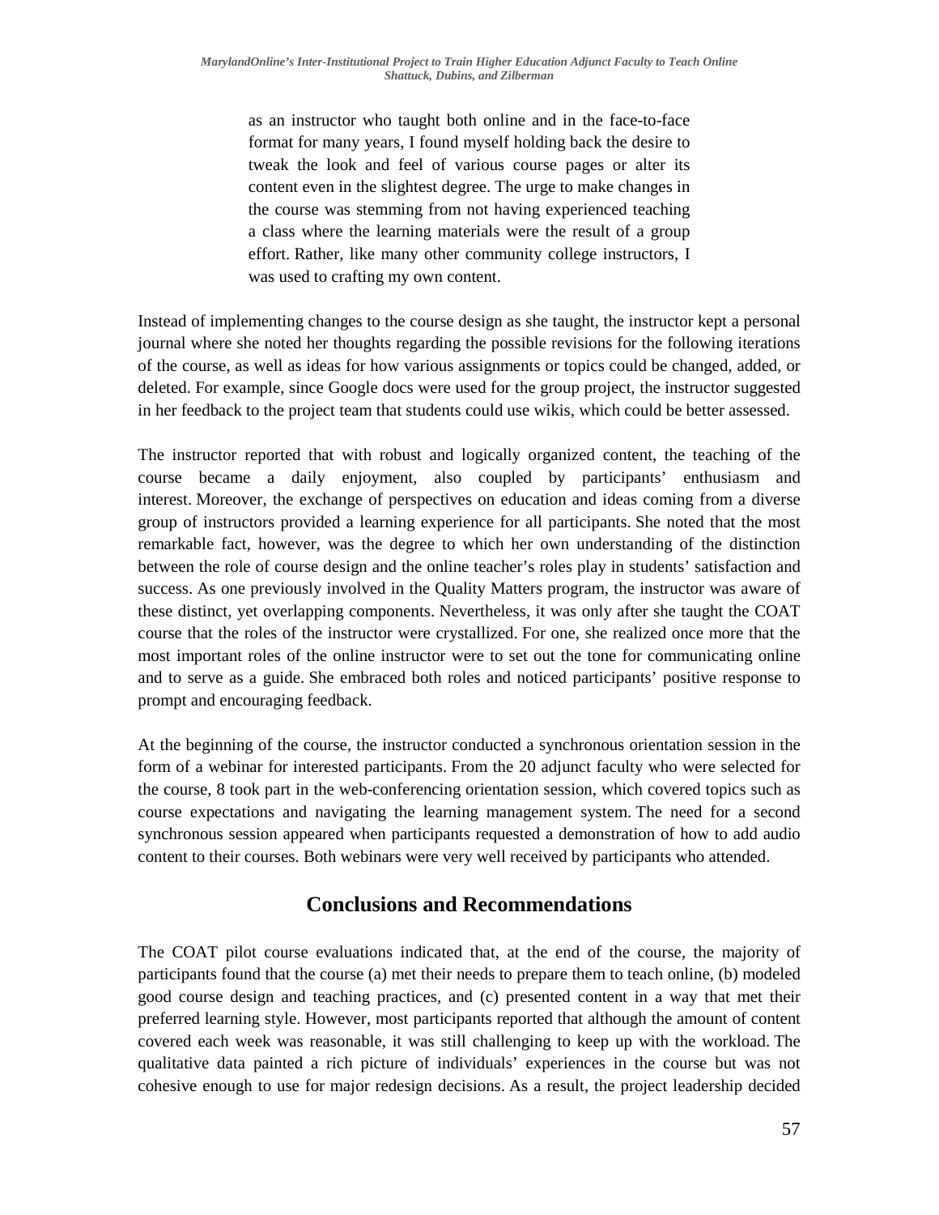> as an instructor who taught both online and in the face-to-face format for many years, I found myself holding back the desire to tweak the look and feel of various course pages or alter its content even in the slightest degree. The urge to make changes in the course was stemming from not having experienced teaching a class where the learning materials were the result of a group effort. Rather, like many other community college instructors, I was used to crafting my own content.

Instead of implementing changes to the course design as she taught, the instructor kept a personal journal where she noted her thoughts regarding the possible revisions for the following iterations of the course, as well as ideas for how various assignments or topics could be changed, added, or deleted. For example, since Google docs were used for the group project, the instructor suggested in her feedback to the project team that students could use wikis, which could be better assessed.

The instructor reported that with robust and logically organized content, the teaching of the course became a daily enjoyment, also coupled by participants' enthusiasm and interest. Moreover, the exchange of perspectives on education and ideas coming from a diverse group of instructors provided a learning experience for all participants. She noted that the most remarkable fact, however, was the degree to which her own understanding of the distinction between the role of course design and the online teacher's roles play in students' satisfaction and success. As one previously involved in the Quality Matters program, the instructor was aware of these distinct, yet overlapping components. Nevertheless, it was only after she taught the COAT course that the roles of the instructor were crystallized. For one, she realized once more that the most important roles of the online instructor were to set out the tone for communicating online and to serve as a guide. She embraced both roles and noticed participants' positive response to prompt and encouraging feedback.

At the beginning of the course, the instructor conducted a synchronous orientation session in the form of a webinar for interested participants. From the 20 adjunct faculty who were selected for the course, 8 took part in the web-conferencing orientation session, which covered topics such as course expectations and navigating the learning management system. The need for a second synchronous session appeared when participants requested a demonstration of how to add audio content to their courses. Both webinars were very well received by participants who attended.

## Conclusions and Recommendations

The COAT pilot course evaluations indicated that, at the end of the course, the majority of participants found that the course (a) met their needs to prepare them to teach online, (b) modeled good course design and teaching practices, and (c) presented content in a way that met their preferred learning style. However, most participants reported that although the amount of content covered each week was reasonable, it was still challenging to keep up with the workload. The qualitative data painted a rich picture of individuals' experiences in the course but was not cohesive enough to use for major redesign decisions. As a result, the project leadership decided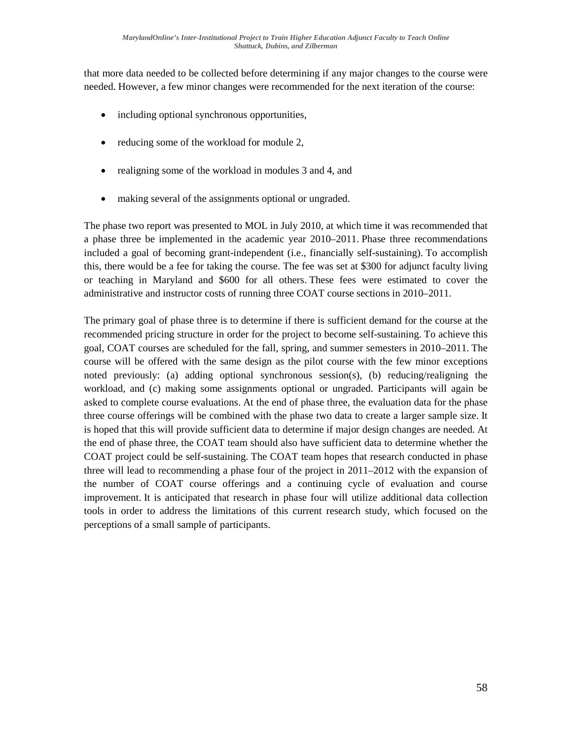that more data needed to be collected before determining if any major changes to the course were needed. However, a few minor changes were recommended for the next iteration of the course:

- including optional synchronous opportunities,
- reducing some of the workload for module 2,
- realigning some of the workload in modules 3 and 4, and
- making several of the assignments optional or ungraded.

The phase two report was presented to MOL in July 2010, at which time it was recommended that a phase three be implemented in the academic year 2010–2011. Phase three recommendations included a goal of becoming grant-independent (i.e., financially self-sustaining). To accomplish this, there would be a fee for taking the course. The fee was set at $300 for adjunct faculty living or teaching in Maryland and $600 for all others. These fees were estimated to cover the administrative and instructor costs of running three COAT course sections in 2010–2011.

The primary goal of phase three is to determine if there is sufficient demand for the course at the recommended pricing structure in order for the project to become self-sustaining. To achieve this goal, COAT courses are scheduled for the fall, spring, and summer semesters in 2010–2011. The course will be offered with the same design as the pilot course with the few minor exceptions noted previously: (a) adding optional synchronous session(s), (b) reducing/realigning the workload, and (c) making some assignments optional or ungraded. Participants will again be asked to complete course evaluations. At the end of phase three, the evaluation data for the phase three course offerings will be combined with the phase two data to create a larger sample size. It is hoped that this will provide sufficient data to determine if major design changes are needed. At the end of phase three, the COAT team should also have sufficient data to determine whether the COAT project could be self-sustaining. The COAT team hopes that research conducted in phase three will lead to recommending a phase four of the project in 2011–2012 with the expansion of the number of COAT course offerings and a continuing cycle of evaluation and course improvement. It is anticipated that research in phase four will utilize additional data collection tools in order to address the limitations of this current research study, which focused on the perceptions of a small sample of participants.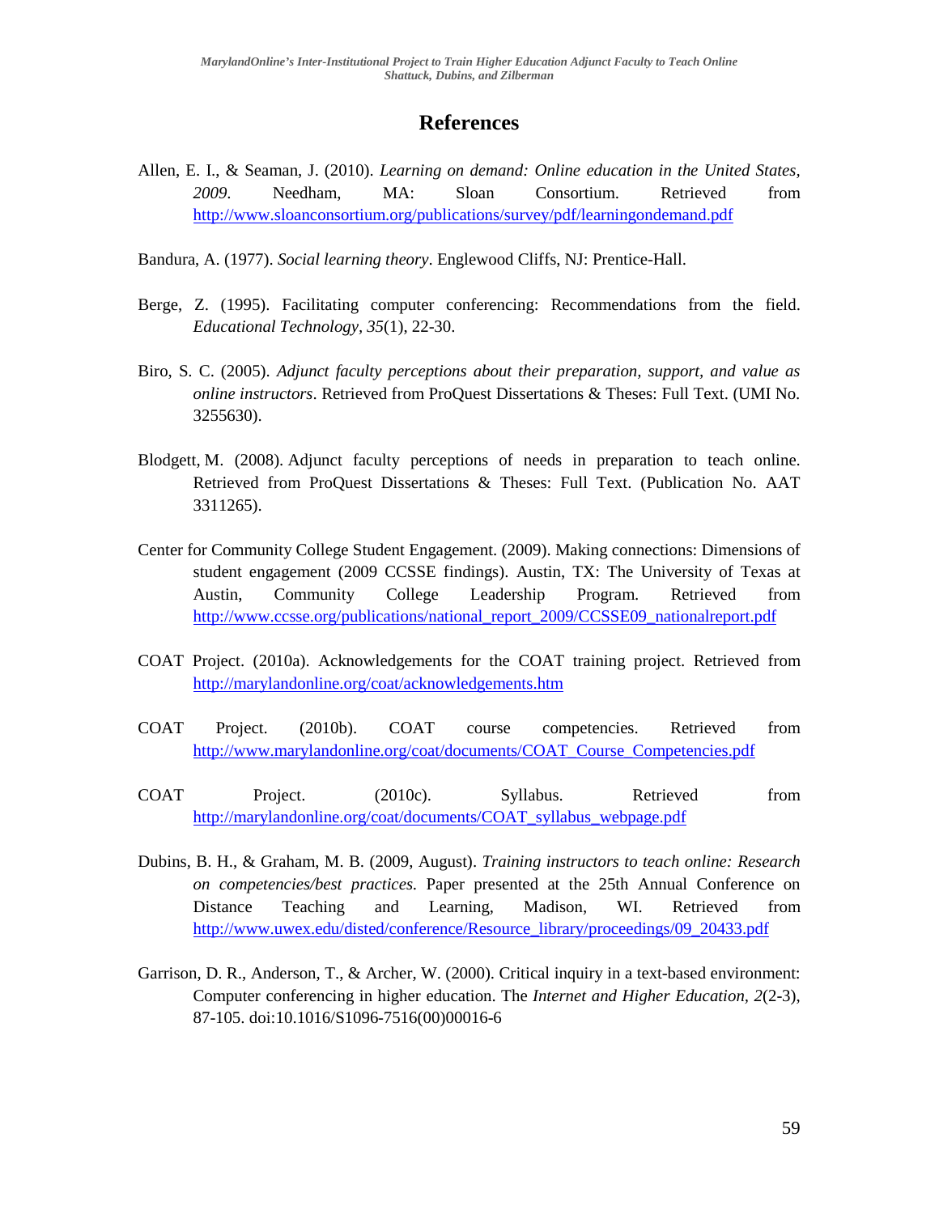# References

Allen, E. I., & Seaman, J. (2010). *Learning on demand: Online education in the United States, 2009*. Needham, MA: Sloan Consortium. Retrieved from http://www.sloanconsortium.org/publications/survey/pdf/learningondemand.pdf

Bandura, A. (1977). *Social learning theory*. Englewood Cliffs, NJ: Prentice-Hall.

Berge, Z. (1995). Facilitating computer conferencing: Recommendations from the field. *Educational Technology, 35*(1), 22-30.

Biro, S. C. (2005). *Adjunct faculty perceptions about their preparation, support, and value as online instructors*. Retrieved from ProQuest Dissertations & Theses: Full Text. (UMI No. 3255630).

Blodgett, M. (2008). Adjunct faculty perceptions of needs in preparation to teach online. Retrieved from ProQuest Dissertations & Theses: Full Text. (Publication No. AAT 3311265).

Center for Community College Student Engagement. (2009). Making connections: Dimensions of student engagement (2009 CCSSE findings). Austin, TX: The University of Texas at Austin, Community College Leadership Program. Retrieved from http://www.ccsse.org/publications/national_report_2009/CCSSE09_nationalreport.pdf

COAT Project. (2010a). Acknowledgements for the COAT training project. Retrieved from http://marylandonline.org/coat/acknowledgements.htm

COAT Project. (2010b). COAT course competencies. Retrieved from http://www.marylandonline.org/coat/documents/COAT_Course_Competencies.pdf

COAT Project. (2010c). Syllabus. Retrieved from http://marylandonline.org/coat/documents/COAT_syllabus_webpage.pdf

Dubins, B. H., & Graham, M. B. (2009, August). *Training instructors to teach online: Research on competencies/best practices.* Paper presented at the 25th Annual Conference on Distance Teaching and Learning, Madison, WI. Retrieved from http://www.uwex.edu/disted/conference/Resource_library/proceedings/09_20433.pdf

Garrison, D. R., Anderson, T., & Archer, W. (2000). Critical inquiry in a text-based environment: Computer conferencing in higher education. The *Internet and Higher Education, 2*(2-3), 87-105. doi:10.1016/S1096-7516(00)00016-6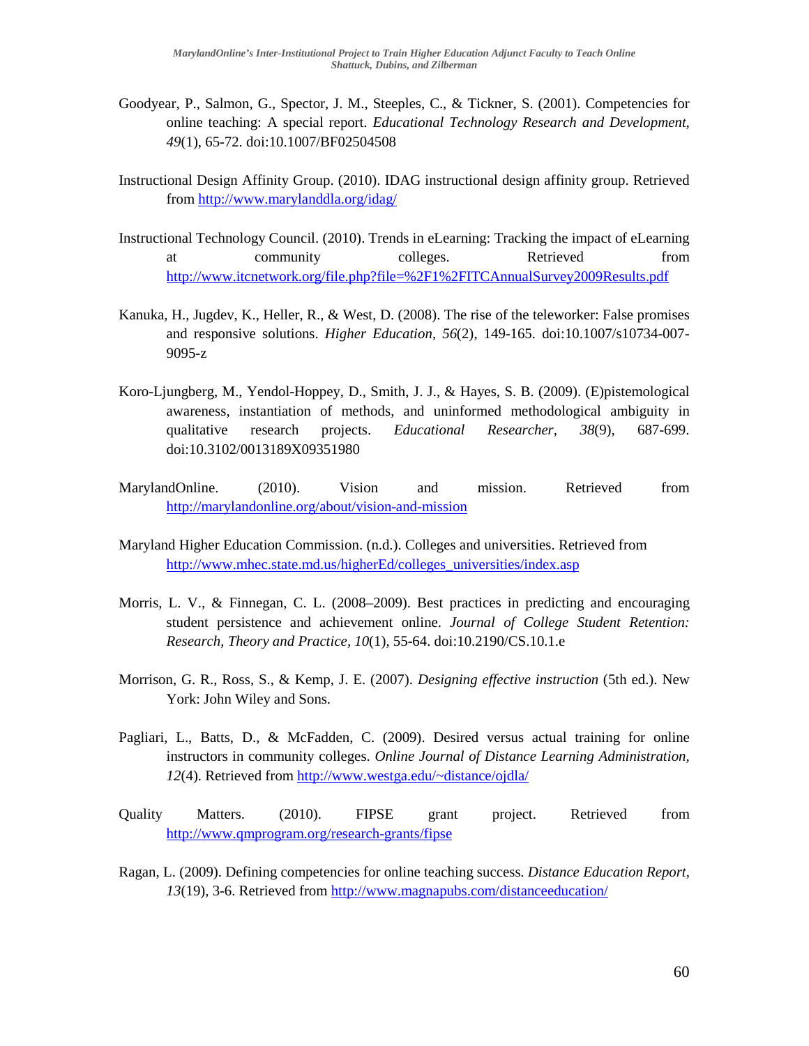Goodyear, P., Salmon, G., Spector, J. M., Steeples, C., & Tickner, S. (2001). Competencies for online teaching: A special report. *Educational Technology Research and Development, 49*(1), 65-72. doi:10.1007/BF02504508

Instructional Design Affinity Group. (2010). IDAG instructional design affinity group. Retrieved from http://www.marylanddla.org/idag/

Instructional Technology Council. (2010). Trends in eLearning: Tracking the impact of eLearning at community colleges. Retrieved from http://www.itcnetwork.org/file.php?file=%2F1%2FITCAnnualSurvey2009Results.pdf

Kanuka, H., Jugdev, K., Heller, R., & West, D. (2008). The rise of the teleworker: False promises and responsive solutions. *Higher Education, 56*(2), 149-165. doi:10.1007/s10734-007-9095-z

Koro-Ljungberg, M., Yendol-Hoppey, D., Smith, J. J., & Hayes, S. B. (2009). (E)pistemological awareness, instantiation of methods, and uninformed methodological ambiguity in qualitative research projects. *Educational Researcher, 38*(9), 687-699. doi:10.3102/0013189X09351980

MarylandOnline. (2010). Vision and mission. Retrieved from http://marylandonline.org/about/vision-and-mission

Maryland Higher Education Commission. (n.d.). Colleges and universities. Retrieved from http://www.mhec.state.md.us/higherEd/colleges_universities/index.asp

Morris, L. V., & Finnegan, C. L. (2008–2009). Best practices in predicting and encouraging student persistence and achievement online. *Journal of College Student Retention: Research, Theory and Practice, 10*(1), 55-64. doi:10.2190/CS.10.1.e

Morrison, G. R., Ross, S., & Kemp, J. E. (2007). *Designing effective instruction* (5th ed.). New York: John Wiley and Sons.

Pagliari, L., Batts, D., & McFadden, C. (2009). Desired versus actual training for online instructors in community colleges. *Online Journal of Distance Learning Administration, 12*(4). Retrieved from http://www.westga.edu/~distance/ojdla/

Quality Matters. (2010). FIPSE grant project. Retrieved from http://www.qmprogram.org/research-grants/fipse

Ragan, L. (2009). Defining competencies for online teaching success. *Distance Education Report, 13*(19), 3-6. Retrieved from http://www.magnapubs.com/distanceeducation/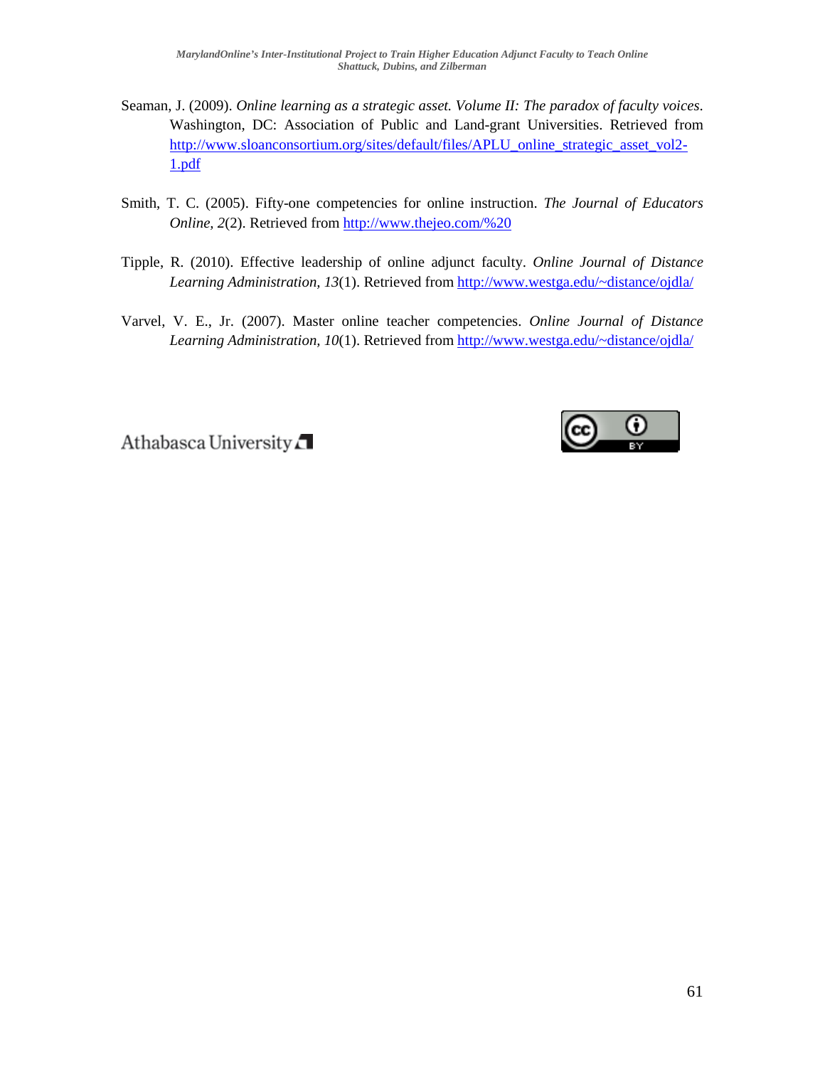Seaman, J. (2009). *Online learning as a strategic asset. Volume II: The paradox of faculty voices.* Washington, DC: Association of Public and Land-grant Universities. Retrieved from http://www.sloanconsortium.org/sites/default/files/APLU_online_strategic_asset_vol2-1.pdf

Smith, T. C. (2005). Fifty-one competencies for online instruction. *The Journal of Educators Online, 2*(2). Retrieved from http://www.thejeo.com/%20

Tipple, R. (2010). Effective leadership of online adjunct faculty. *Online Journal of Distance Learning Administration, 13*(1). Retrieved from http://www.westga.edu/~distance/ojdla/

Varvel, V. E., Jr. (2007). Master online teacher competencies. *Online Journal of Distance Learning Administration, 10*(1). Retrieved from http://www.westga.edu/~distance/ojdla/

Athabasca University